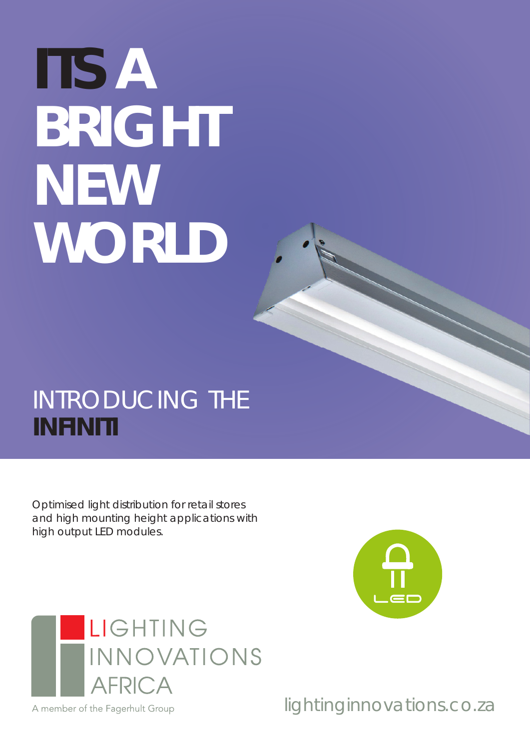# ITS A BRIGHT NEW WORLD

## INTRODUCING THE **INFINITI**

Optimised light distribution for retail stores and high mounting height applications with high output LED modules.

LED

LIGHTING INNOVATIONS AFRICA

A member of the Fagerhult Group

lightinginnovations.co.za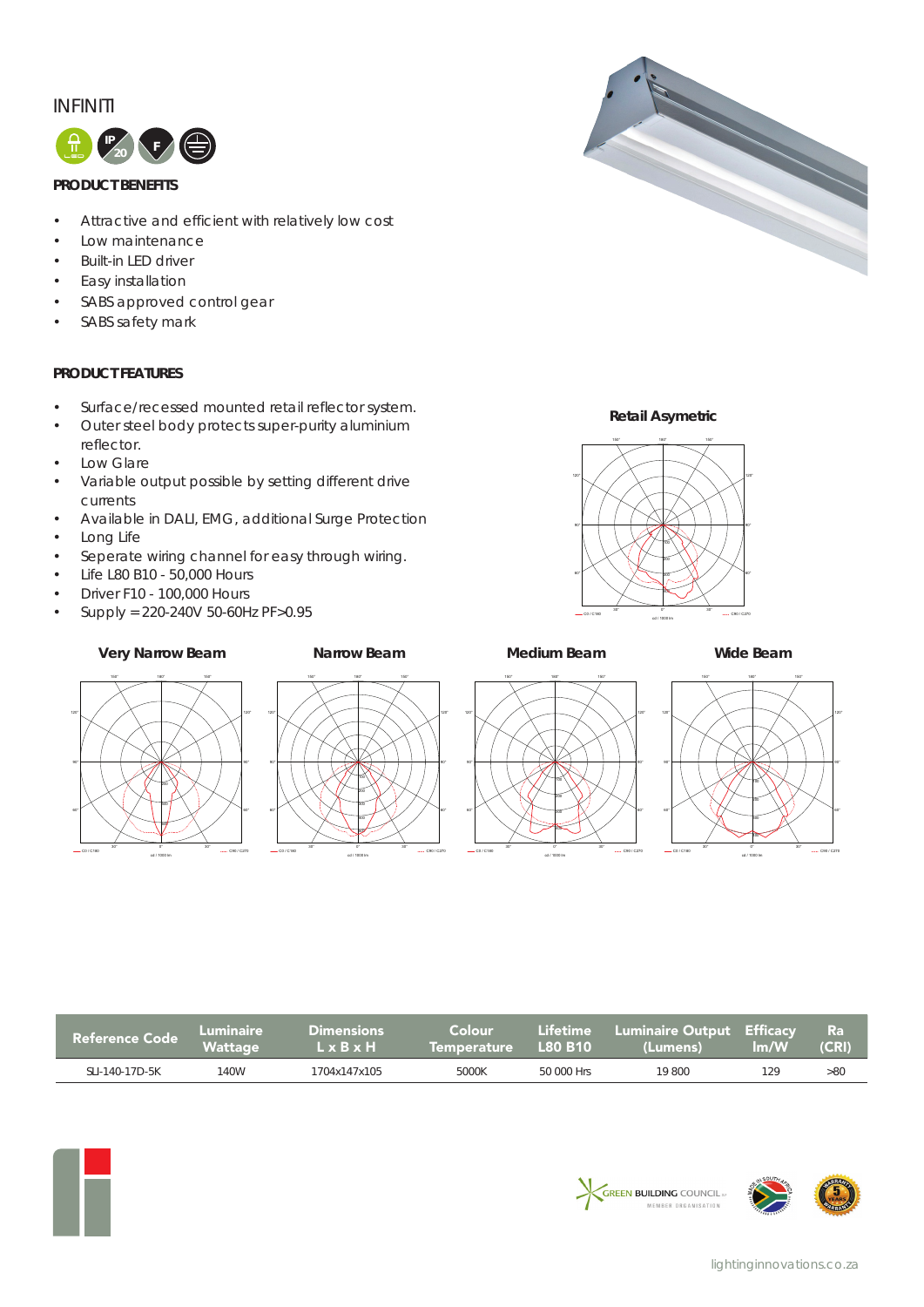# INFINITI

## PRODUCT BENEFITS

- Attractive and efficient with relatively low cost
- Low maintenance
- Built-in LED driver
- Easy installation
- SABS approved control gear
- SABS safety mark

## PRODUCT FEATURES

- Surface/recessed mounted retail reflector system.
- Outer steel body protects super-purity aluminium reflector.
- Low Glare
- Variable output possible by setting different drive currents
- Available in DALI, EMG, additional Surge Protection
- Long Life
- Seperate wiring channel for easy through wiring.
- Life L80 B10 - 50,000 Hours
- Driver F10 - 100,000 Hours
- Supply = 220-240V 50-60Hz PF>0.95

**Retail Asymetric**

**Very Narrow Beam**

**Narrow Beam**

**Medium Beam**

**Wide Beam**

| Reference Code | Luminaire Wattage | Dimensions L x B x H | Colour Temperature | Lifetime L80 B10 | Luminaire Output (Lumens) | Efficacy lm/W | Ra (CRI) |
|---|---|---|---|---|---|---|---|
| SLI-140-17D-5K | 140W | 1704x147x105 | 5000K | 50 000 Hrs | 19 800 | 129 | >80 |

lightinginnovations.co.za